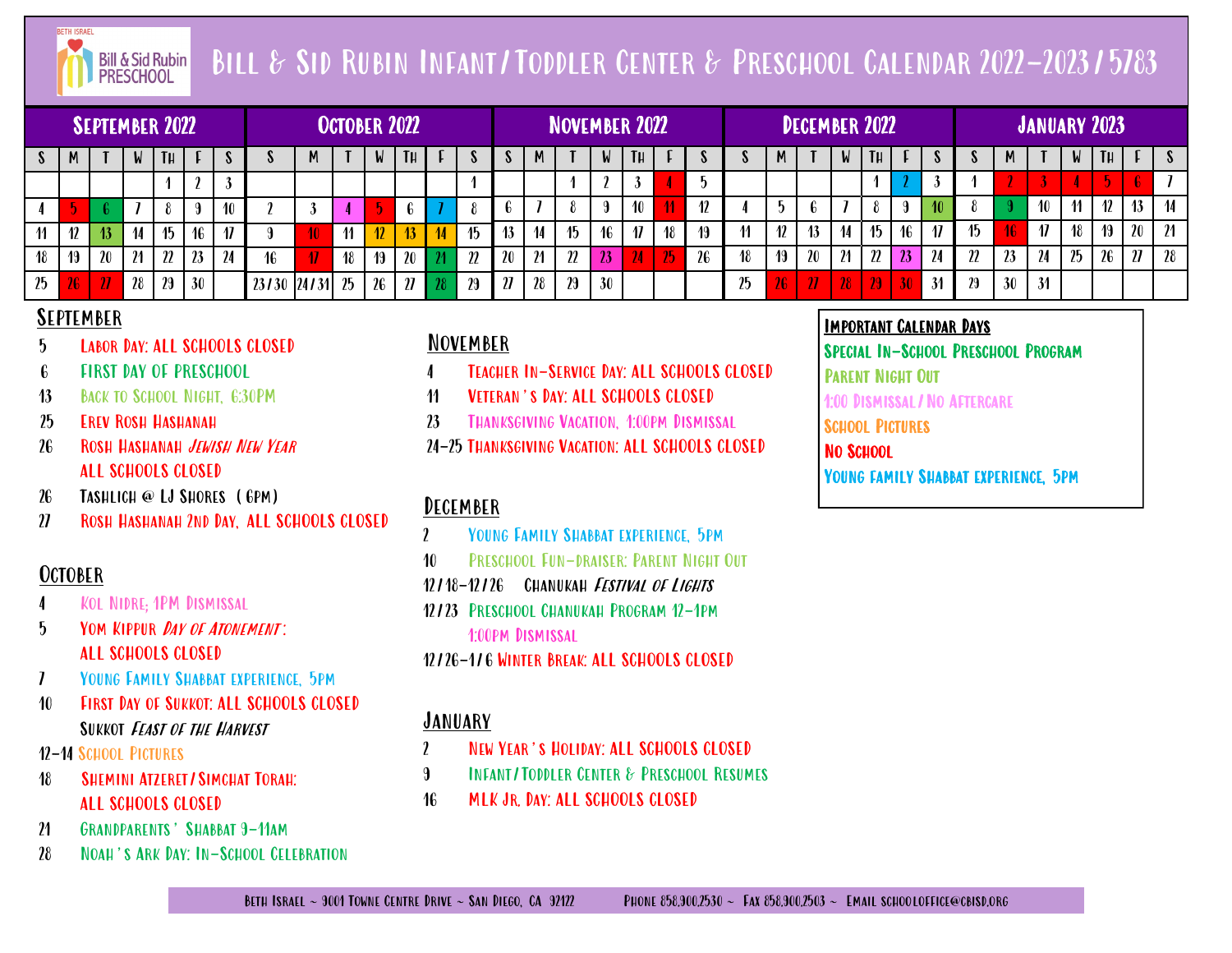# Bill & Sid Rubin Infant/Toddler Center & Preschool Calendar 2022-2023/5783

Beth Israel Bill & Sid Rubin Preschool

## September 2022

| S | M | T | W | TH | F | S |
|---|---|---|---|---|---|---|
| | | | | 1 | 2 | 3 |
| 4 | 5 | 6 | 7 | 8 | 9 | 10 |
| 11 | 12 | 13 | 14 | 15 | 16 | 17 |
| 18 | 19 | 20 | 21 | 22 | 23 | 24 |
| 25 | 26 | 27 | 28 | 29 | 30 | |

## October 2022

| S | M | T | W | TH | F | S |
|---|---|---|---|---|---|---|
| | | | | | | 1 |
| 2 | 3 | 4 | 5 | 6 | 7 | 8 |
| 9 | 10 | 11 | 12 | 13 | 14 | 15 |
| 16 | 17 | 18 | 19 | 20 | 21 | 22 |
| 23/30 | 24/31 | 25 | 26 | 27 | 28 | 29 |

## November 2022

| S | M | T | W | TH | F | S |
|---|---|---|---|---|---|---|
| | | 1 | 2 | 3 | 4 | 5 |
| 6 | 7 | 8 | 9 | 10 | 11 | 12 |
| 13 | 14 | 15 | 16 | 17 | 18 | 19 |
| 20 | 21 | 22 | 23 | 24 | 25 | 26 |
| 27 | 28 | 29 | 30 | | | |

## December 2022

| S | M | T | W | TH | F | S |
|---|---|---|---|---|---|---|
| | | | | 1 | 2 | 3 |
| 4 | 5 | 6 | 7 | 8 | 9 | 10 |
| 11 | 12 | 13 | 14 | 15 | 16 | 17 |
| 18 | 19 | 20 | 21 | 22 | 23 | 24 |
| 25 | 26 | 27 | 28 | 29 | 30 | 31 |

## January 2023

| S | M | T | W | TH | F | S |
|---|---|---|---|---|---|---|
| 1 | 2 | 3 | 4 | 5 | 6 | 7 |
| 8 | 9 | 10 | 11 | 12 | 13 | 14 |
| 15 | 16 | 17 | 18 | 19 | 20 | 21 |
| 22 | 23 | 24 | 25 | 26 | 27 | 28 |
| 29 | 30 | 31 | | | | |

## September

- 5 Labor Day: ALL SCHOOLS CLOSED
- 6 FIRST DAY OF PRESCHOOL
- 13 Back to School Night, 6:30PM
- 25 Erev Rosh Hashanah
- 26 Rosh Hashanah *Jewish New Year* ALL SCHOOLS CLOSED
- 26 Tashlich @ LJ Shores (6PM)
- 27 Rosh Hashanah 2nd Day, ALL SCHOOLS CLOSED

## October

- 4 Kol Nidre; 1PM Dismissal
- 5 Yom Kippur *Day of Atonement*: ALL SCHOOLS CLOSED
- 7 Young Family Shabbat experience, 5PM
- 10 First Day of Sukkot: ALL SCHOOLS CLOSED Sukkot *Feast of the Harvest*
- 12-14 School Pictures
- 18 Shemini Atzeret/Simchat Torah: ALL SCHOOLS CLOSED
- 21 Grandparents' Shabbat 9-11AM
- 28 Noah's Ark Day: In-School Celebration

## November

- 4 Teacher In-Service Day: ALL SCHOOLS CLOSED
- 11 Veteran's Day: ALL SCHOOLS CLOSED
- 23 Thanksgiving Vacation, 1:00PM Dismissal
- 24-25 Thanksgiving Vacation: ALL SCHOOLS CLOSED

## December

- 2 Young Family Shabbat experience, 5PM
- 10 Preschool Fun-draiser: Parent Night Out
- 12/18-12/26 Chanukah *Festival of Lights*
- 12/23 Preschool Chanukah Program 12-1PM 1:00PM Dismissal
- 12/26-1/6 Winter Break: ALL SCHOOLS CLOSED

## January

- 2 New Year's Holiday: ALL SCHOOLS CLOSED
- 9 Infant/Toddler Center & Preschool Resumes
- 16 MLK Jr. Day: ALL SCHOOLS CLOSED

## Important Calendar Days

- Special In-School Preschool Program
- Parent Night Out
- 1:00 Dismissal/No Aftercare
- School Pictures
- No School
- Young Family Shabbat Experience, 5PM

Beth Israel ~ 9001 Towne Centre Drive ~ San Diego, CA 92122    Phone 858.900.2530 ~ Fax 858.900.2503 ~ Email schooloffice@cbisd.org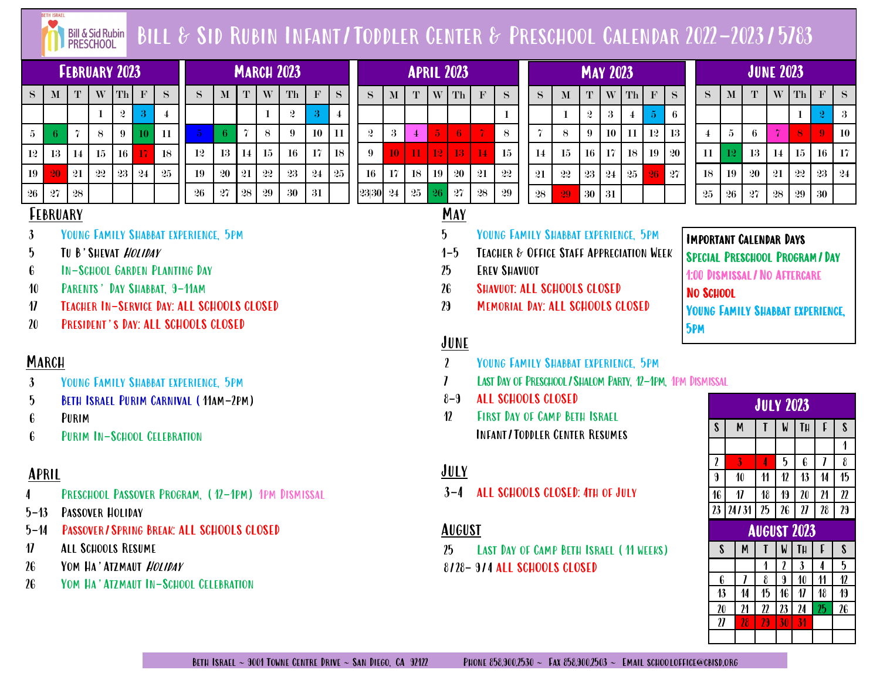# Bill & Sid Rubin Infant/Toddler Center & Preschool Calendar 2022-2023/5783

## February 2023

| S | M | T | W | Th | F | S |
|---|---|---|---|---|---|---|
| | | | 1 | 2 | 3 | 4 |
| 5 | 6 | 7 | 8 | 9 | 10 | 11 |
| 12 | 13 | 14 | 15 | 16 | 17 | 18 |
| 19 | 20 | 21 | 22 | 23 | 24 | 25 |
| 26 | 27 | 28 | | | | |

## March 2023

| S | M | T | W | Th | F | S |
|---|---|---|---|---|---|---|
| | | | 1 | 2 | 3 | 4 |
| 5 | 6 | 7 | 8 | 9 | 10 | 11 |
| 12 | 13 | 14 | 15 | 16 | 17 | 18 |
| 19 | 20 | 21 | 22 | 23 | 24 | 25 |
| 26 | 27 | 28 | 29 | 30 | 31 | |

## April 2023

| S | M | T | W | Th | F | S |
|---|---|---|---|---|---|---|
| | | | | | | 1 |
| 2 | 3 | 4 | 5 | 6 | 7 | 8 |
| 9 | 10 | 11 | 12 | 13 | 14 | 15 |
| 16 | 17 | 18 | 19 | 20 | 21 | 22 |
| 23/30 | 24 | 25 | 26 | 27 | 28 | 29 |

## May 2023

| S | M | T | W | Th | F | S |
|---|---|---|---|---|---|---|
| | 1 | 2 | 3 | 4 | 5 | 6 |
| 7 | 8 | 9 | 10 | 11 | 12 | 13 |
| 14 | 15 | 16 | 17 | 18 | 19 | 20 |
| 21 | 22 | 23 | 24 | 25 | 26 | 27 |
| 28 | 29 | 30 | 31 | | | |

## June 2023

| S | M | T | W | Th | F | S |
|---|---|---|---|---|---|---|
| | | | | 1 | 2 | 3 |
| 4 | 5 | 6 | 7 | 8 | 9 | 10 |
| 11 | 12 | 13 | 14 | 15 | 16 | 17 |
| 18 | 19 | 20 | 21 | 22 | 23 | 24 |
| 25 | 26 | 27 | 28 | 29 | 30 | |

### February
- 3 Young Family Shabbat experience, 5pm
- 5 Tu B'Shevat *Holiday*
- 6 In-School Garden Planting Day
- 10 Parents' Day Shabbat, 9-11am
- 17 Teacher In-Service Day: ALL SCHOOLS CLOSED
- 20 President's Day: ALL SCHOOLS CLOSED

### March
- 3 Young Family Shabbat experience, 5pm
- 5 Beth Israel Purim Carnival (11am-2pm)
- 6 Purim
- 6 Purim In-School Celebration

### April
- 4 Preschool Passover Program, (12-1pm) 1pm Dismissal
- 5-13 Passover Holiday
- 5-14 Passover/Spring Break: ALL SCHOOLS CLOSED
- 17 All Schools Resume
- 26 Yom Ha'Atzmaut *Holiday*
- 26 Yom Ha'Atzmaut In-School Celebration

### May
- 5 Young Family Shabbat experience, 5pm
- 1-5 Teacher & Office Staff Appreciation Week
- 25 Erev Shavuot
- 26 Shavuot: ALL SCHOOLS CLOSED
- 29 Memorial Day: ALL SCHOOLS CLOSED

### June
- 2 Young Family Shabbat experience, 5pm
- 7 Last Day of Preschool/Shalom Party, 12-1pm, 1pm Dismissal
- 8-9 ALL SCHOOLS CLOSED
- 12 First Day of Camp Beth Israel
  Infant/Toddler Center Resumes

### July
- 3-4 ALL SCHOOLS CLOSED: 4th of July

### August
- 25 Last Day of Camp Beth Israel (11 weeks)
- 8/28- 9/4 ALL SCHOOLS CLOSED

**Important Calendar Days**
- Special Preschool Program/Day
- 1:00 Dismissal/No Aftercare
- No School
- Young Family Shabbat experience, 5pm

## July 2023

| S | M | T | W | Th | F | S |
|---|---|---|---|---|---|---|
| | | | | | | 1 |
| 2 | 3 | 4 | 5 | 6 | 7 | 8 |
| 9 | 10 | 11 | 12 | 13 | 14 | 15 |
| 16 | 17 | 18 | 19 | 20 | 21 | 22 |
| 23 | 24/31 | 25 | 26 | 27 | 28 | 29 |

## August 2023

| S | M | T | W | Th | F | S |
|---|---|---|---|---|---|---|
| | | 1 | 2 | 3 | 4 | 5 |
| 6 | 7 | 8 | 9 | 10 | 11 | 12 |
| 13 | 14 | 15 | 16 | 17 | 18 | 19 |
| 20 | 21 | 22 | 23 | 24 | 25 | 26 |
| 27 | 28 | 29 | 30 | 31 | | |

Beth Israel ~ 9001 Towne Centre Drive ~ San Diego, CA 92122 Phone 858.900.2530 ~ Fax 858.900.2503 ~ Email schooloffice@cbisd.org